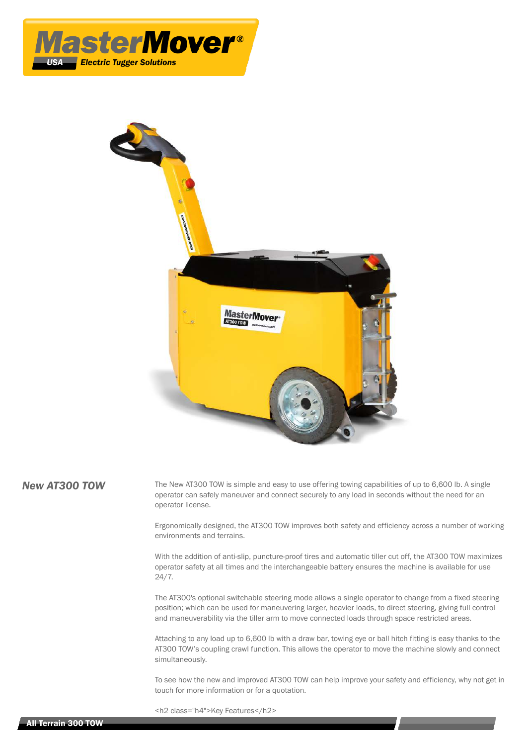# New AT300 TOW

The New AT300 TOW is simple and easy to use offering towing capabilities of up to 6,600 lb. A single operator can safely maneuver and connect securely to any load in seconds without the need for an operator license.

Ergonomically designed, the AT300 TOW improves both safety and efficiency across a number of working environments and terrains.

With the addition of anti-slip, puncture-proof tires and automatic tiller cut off, the AT300 TOW maximizes operator safety at all times and the interchangeable battery ensures the machine is available for use 24/7.

The AT300's optional switchable steering mode allows a single operator to change from a fixed steering position; which can be used for maneuvering larger, heavier loads, to direct steering, giving full control and maneuverability via the tiller arm to move connected loads through space restricted areas.

Attaching to any load up to 6,600 lb with a draw bar, towing eye or ball hitch fitting is easy thanks to the AT300 TOW's coupling crawl function. This allows the operator to move the machine slowly and connect simultaneously.

To see how the new and improved AT300 TOW can help improve your safety and efficiency, why not get in touch for more information or for a quotation.

<h2 class="h4">Key Features</h2>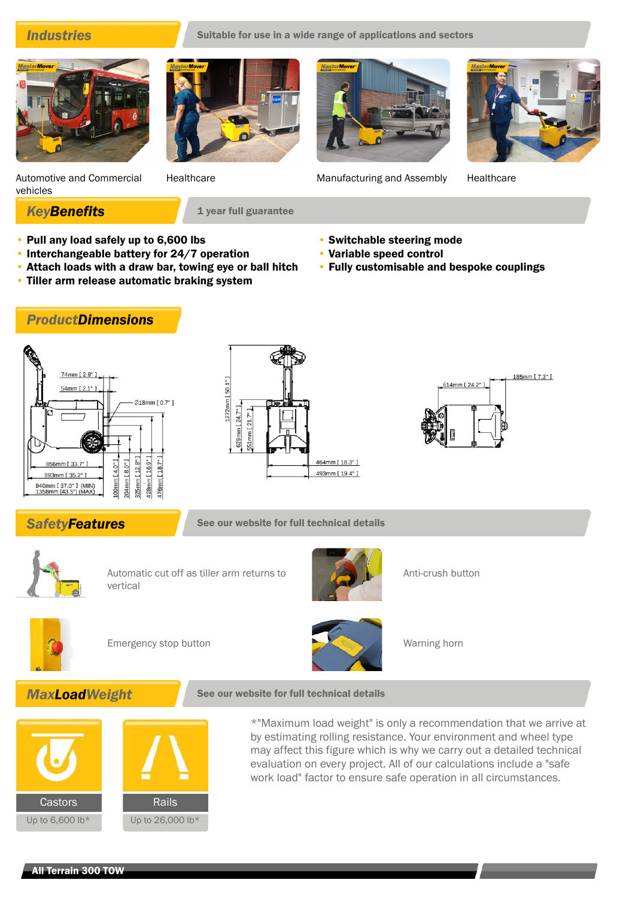## Industries

**Suitable for use in a wide range of applications and sectors**

Automotive and Commercial vehicles

Healthcare

Manufacturing and Assembly

Healthcare

## KeyBenefits

**1 year full guarantee**

- **Pull any load safely up to 6,600 lbs**
- **Interchangeable battery for 24/7 operation**
- **Attach loads with a draw bar, towing eye or ball hitch**
- **Tiller arm release automatic braking system**
- **Switchable steering mode**
- **Variable speed control**
- **Fully customisable and bespoke couplings**

## ProductDimensions

74mm [ 2.9" ]
54mm [ 2.1" ]
Ø18mm [ 0.7" ]
856mm [ 33.7" ]
893mm [ 35.2" ]
940mm [ 37.0" ] (MIN)
1358mm [43.5"] (MAX)
100mm [ 4.0" ]
204mm [ 8.0" ]
325mm [ 12.8" ]
428mm [ 16.9" ]
476mm [ 18.7" ]

1272mm [ 50.1" ]
629mm [ 24.7" ]
551mm [ 21.7" ]
464mm [ 18.3" ]
493mm [ 19.4" ]

614mm [ 24.2" ]
185mm [ 7.3" ]

## SafetyFeatures

**See our website for full technical details**

Automatic cut off as tiller arm returns to vertical

Anti-crush button

Emergency stop button

Warning horn

## MaxLoadWeight

**See our website for full technical details**

| Castors | Rails |
|---|---|
| Up to 6,600 lb* | Up to 26,000 lb* |

*"Maximum load weight" is only a recommendation that we arrive at by estimating rolling resistance. Your environment and wheel type may affect this figure which is why we carry out a detailed technical evaluation on every project. All of our calculations include a "safe work load" factor to ensure safe operation in all circumstances.

All Terrain 300 TOW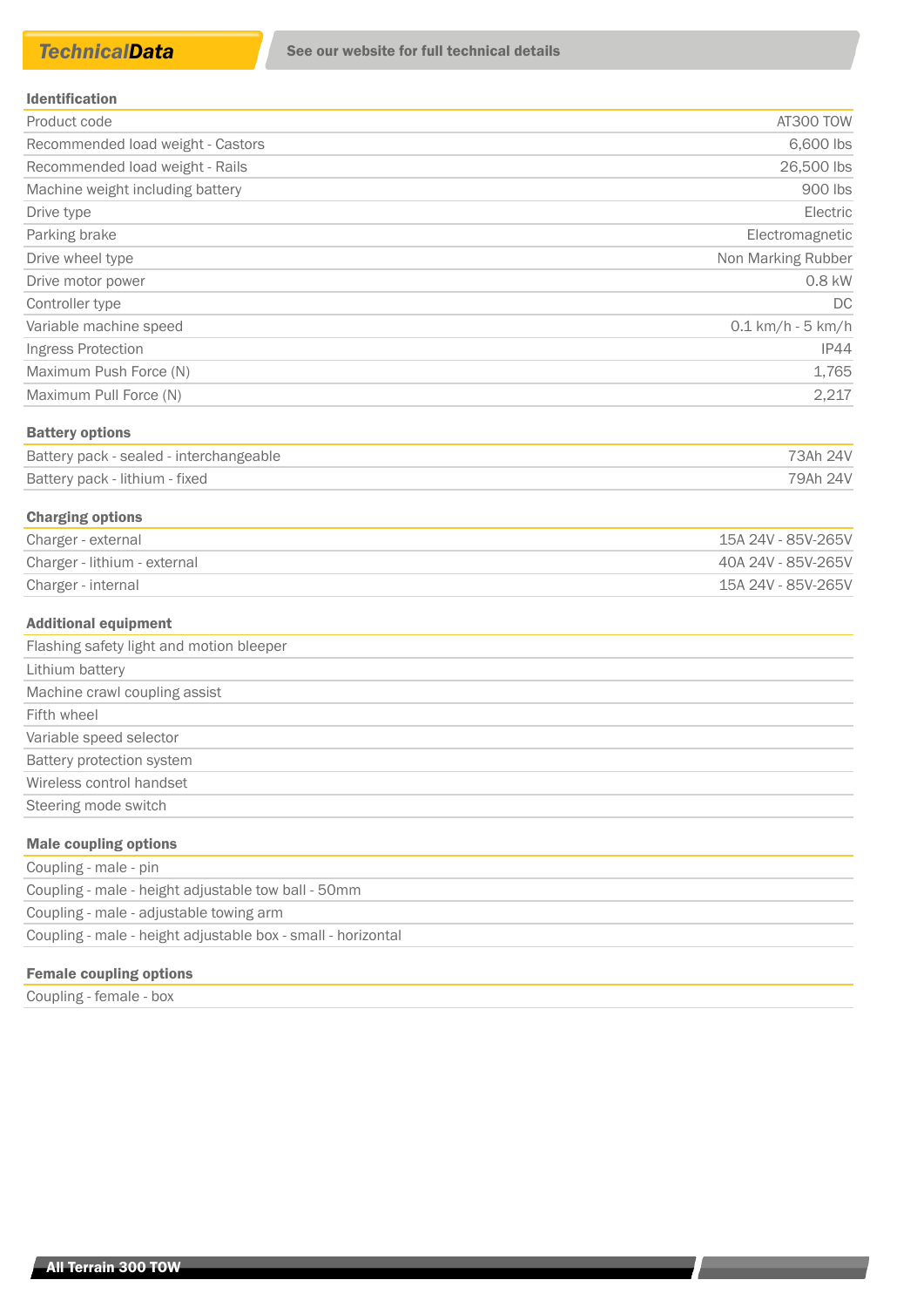# TechnicalData

See our website for full technical details

### Identification

| | |
|---|---|
| Product code | AT300 TOW |
| Recommended load weight - Castors | 6,600 lbs |
| Recommended load weight - Rails | 26,500 lbs |
| Machine weight including battery | 900 lbs |
| Drive type | Electric |
| Parking brake | Electromagnetic |
| Drive wheel type | Non Marking Rubber |
| Drive motor power | 0.8 kW |
| Controller type | DC |
| Variable machine speed | 0.1 km/h - 5 km/h |
| Ingress Protection | IP44 |
| Maximum Push Force (N) | 1,765 |
| Maximum Pull Force (N) | 2,217 |

### Battery options

| | |
|---|---|
| Battery pack - sealed - interchangeable | 73Ah 24V |
| Battery pack - lithium - fixed | 79Ah 24V |

### Charging options

| | |
|---|---|
| Charger - external | 15A 24V - 85V-265V |
| Charger - lithium - external | 40A 24V - 85V-265V |
| Charger - internal | 15A 24V - 85V-265V |

### Additional equipment

- Flashing safety light and motion bleeper
- Lithium battery
- Machine crawl coupling assist
- Fifth wheel
- Variable speed selector
- Battery protection system
- Wireless control handset
- Steering mode switch

### Male coupling options

- Coupling - male - pin
- Coupling - male - height adjustable tow ball - 50mm
- Coupling - male - adjustable towing arm
- Coupling - male - height adjustable box - small - horizontal

### Female coupling options

- Coupling - female - box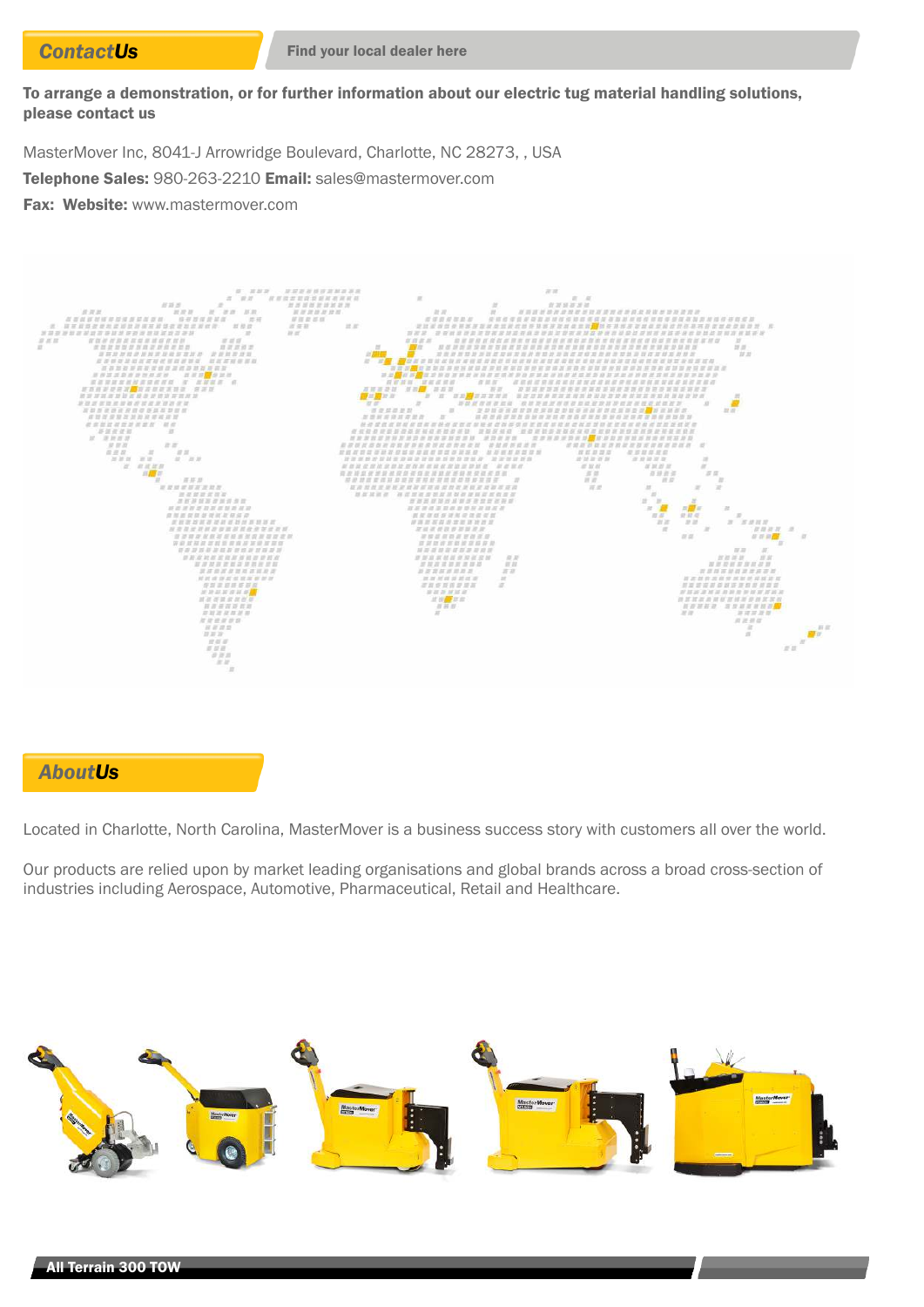## ContactUs

Find your local dealer here

**To arrange a demonstration, or for further information about our electric tug material handling solutions, please contact us**

MasterMover Inc, 8041-J Arrowridge Boulevard, Charlotte, NC 28273, , USA

**Telephone Sales:** 980-263-2210 **Email:** sales@mastermover.com

**Fax:** **Website:** www.mastermover.com

## AboutUs

Located in Charlotte, North Carolina, MasterMover is a business success story with customers all over the world.

Our products are relied upon by market leading organisations and global brands across a broad cross-section of industries including Aerospace, Automotive, Pharmaceutical, Retail and Healthcare.